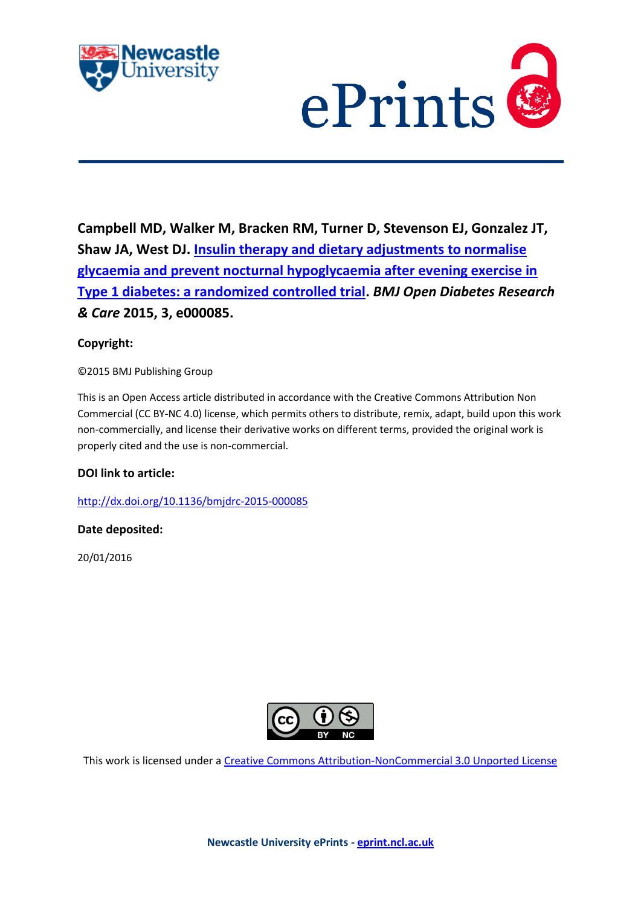**Campbell MD, Walker M, Bracken RM, Turner D, Stevenson EJ, Gonzalez JT, Shaw JA, West DJ. Insulin therapy and dietary adjustments to normalise glycaemia and prevent nocturnal hypoglycaemia after evening exercise in Type 1 diabetes: a randomized controlled trial. *BMJ Open Diabetes Research & Care* 2015, 3, e000085.**

**Copyright:**

©2015 BMJ Publishing Group

This is an Open Access article distributed in accordance with the Creative Commons Attribution Non Commercial (CC BY-NC 4.0) license, which permits others to distribute, remix, adapt, build upon this work non-commercially, and license their derivative works on different terms, provided the original work is properly cited and the use is non-commercial.

**DOI link to article:**

http://dx.doi.org/10.1136/bmjdrc-2015-000085

**Date deposited:**

20/01/2016

This work is licensed under a Creative Commons Attribution-NonCommercial 3.0 Unported License

**Newcastle University ePrints - eprint.ncl.ac.uk**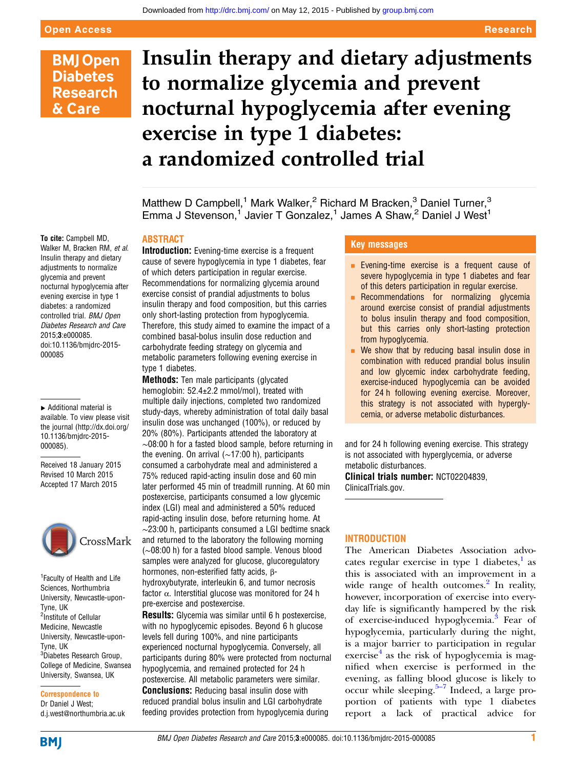# Insulin therapy and dietary adjustments to normalize glycemia and prevent nocturnal hypoglycemia after evening exercise in type 1 diabetes: a randomized controlled trial

Matthew D Campbell,[1] Mark Walker,[2] Richard M Bracken,[3] Daniel Turner,[3] Emma J Stevenson,[1] Javier T Gonzalez,[1] James A Shaw,[2] Daniel J West[1]

**To cite:** Campbell MD, Walker M, Bracken RM, *et al.* Insulin therapy and dietary adjustments to normalize glycemia and prevent nocturnal hypoglycemia after evening exercise in type 1 diabetes: a randomized controlled trial. *BMJ Open Diabetes Research and Care* 2015;**3**:e000085. doi:10.1136/bmjdrc-2015-000085

▶ Additional material is available. To view please visit the journal (http://dx.doi.org/10.1136/bmjdrc-2015-000085).

Received 18 January 2015
Revised 10 March 2015
Accepted 17 March 2015

[1]Faculty of Health and Life Sciences, Northumbria University, Newcastle-upon-Tyne, UK
[2]Institute of Cellular Medicine, Newcastle University, Newcastle-upon-Tyne, UK
[3]Diabetes Research Group, College of Medicine, Swansea University, Swansea, UK

**Correspondence to**
Dr Daniel J West;
d.j.west@northumbria.ac.uk

## ABSTRACT

**Introduction:** Evening-time exercise is a frequent cause of severe hypoglycemia in type 1 diabetes, fear of which deters participation in regular exercise. Recommendations for normalizing glycemia around exercise consist of prandial adjustments to bolus insulin therapy and food composition, but this carries only short-lasting protection from hypoglycemia. Therefore, this study aimed to examine the impact of a combined basal-bolus insulin dose reduction and carbohydrate feeding strategy on glycemia and metabolic parameters following evening exercise in type 1 diabetes.

**Methods:** Ten male participants (glycated hemoglobin: 52.4±2.2 mmol/mol), treated with multiple daily injections, completed two randomized study-days, whereby administration of total daily basal insulin dose was unchanged (100%), or reduced by 20% (80%). Participants attended the laboratory at ∼08:00 h for a fasted blood sample, before returning in the evening. On arrival (∼17:00 h), participants consumed a carbohydrate meal and administered a 75% reduced rapid-acting insulin dose and 60 min later performed 45 min of treadmill running. At 60 min postexercise, participants consumed a low glycemic index (LGI) meal and administered a 50% reduced rapid-acting insulin dose, before returning home. At ∼23:00 h, participants consumed a LGI bedtime snack and returned to the laboratory the following morning (∼08:00 h) for a fasted blood sample. Venous blood samples were analyzed for glucose, glucoregulatory hormones, non-esterified fatty acids, β-hydroxybutyrate, interleukin 6, and tumor necrosis factor α. Interstitial glucose was monitored for 24 h pre-exercise and postexercise.

**Results:** Glycemia was similar until 6 h postexercise, with no hypoglycemic episodes. Beyond 6 h glucose levels fell during 100%, and nine participants experienced nocturnal hypoglycemia. Conversely, all participants during 80% were protected from nocturnal hypoglycemia, and remained protected for 24 h postexercise. All metabolic parameters were similar.

**Conclusions:** Reducing basal insulin dose with reduced prandial bolus insulin and LGI carbohydrate feeding provides protection from hypoglycemia during and for 24 h following evening exercise. This strategy is not associated with hyperglycemia, or adverse metabolic disturbances.

**Clinical trials number:** NCT02204839, ClinicalTrials.gov.

### Key messages

- Evening-time exercise is a frequent cause of severe hypoglycemia in type 1 diabetes and fear of this deters participation in regular exercise.
- Recommendations for normalizing glycemia around exercise consist of prandial adjustments to bolus insulin therapy and food composition, but this carries only short-lasting protection from hypoglycemia.
- We show that by reducing basal insulin dose in combination with reduced prandial bolus insulin and low glycemic index carbohydrate feeding, exercise-induced hypoglycemia can be avoided for 24 h following evening exercise. Moreover, this strategy is not associated with hyperglycemia, or adverse metabolic disturbances.

## INTRODUCTION

The American Diabetes Association advocates regular exercise in type 1 diabetes,[1] as this is associated with an improvement in a wide range of health outcomes.[2] In reality, however, incorporation of exercise into everyday life is significantly hampered by the risk of exercise-induced hypoglycemia.[3] Fear of hypoglycemia, particularly during the night, is a major barrier to participation in regular exercise[4] as the risk of hypoglycemia is magnified when exercise is performed in the evening, as falling blood glucose is likely to occur while sleeping.[5–7] Indeed, a large proportion of patients with type 1 diabetes report a lack of practical advice for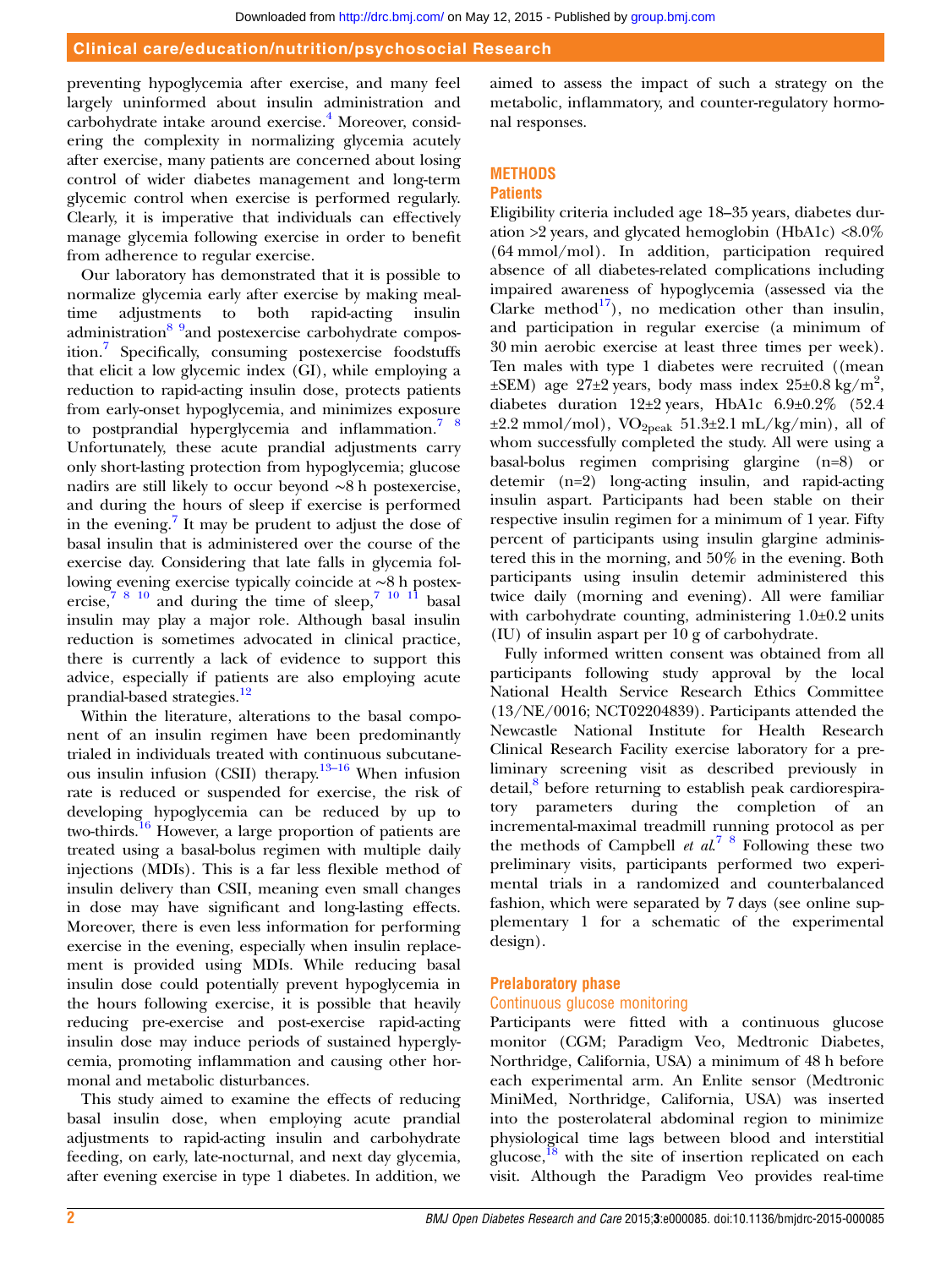preventing hypoglycemia after exercise, and many feel largely uninformed about insulin administration and carbohydrate intake around exercise.[4] Moreover, considering the complexity in normalizing glycemia acutely after exercise, many patients are concerned about losing control of wider diabetes management and long-term glycemic control when exercise is performed regularly. Clearly, it is imperative that individuals can effectively manage glycemia following exercise in order to benefit from adherence to regular exercise.

Our laboratory has demonstrated that it is possible to normalize glycemia early after exercise by making mealtime adjustments to both rapid-acting insulin administration[8 9]and postexercise carbohydrate composition.[7] Specifically, consuming postexercise foodstuffs that elicit a low glycemic index (GI), while employing a reduction to rapid-acting insulin dose, protects patients from early-onset hypoglycemia, and minimizes exposure to postprandial hyperglycemia and inflammation.[7 8] Unfortunately, these acute prandial adjustments carry only short-lasting protection from hypoglycemia; glucose nadirs are still likely to occur beyond ∼8 h postexercise, and during the hours of sleep if exercise is performed in the evening.[7] It may be prudent to adjust the dose of basal insulin that is administered over the course of the exercise day. Considering that late falls in glycemia following evening exercise typically coincide at ∼8 h postexercise,[7 8 10] and during the time of sleep,[7 10 11] basal insulin may play a major role. Although basal insulin reduction is sometimes advocated in clinical practice, there is currently a lack of evidence to support this advice, especially if patients are also employing acute prandial-based strategies.[12]

Within the literature, alterations to the basal component of an insulin regimen have been predominantly trialed in individuals treated with continuous subcutaneous insulin infusion (CSII) therapy.[13–16] When infusion rate is reduced or suspended for exercise, the risk of developing hypoglycemia can be reduced by up to two-thirds.[16] However, a large proportion of patients are treated using a basal-bolus regimen with multiple daily injections (MDIs). This is a far less flexible method of insulin delivery than CSII, meaning even small changes in dose may have significant and long-lasting effects. Moreover, there is even less information for performing exercise in the evening, especially when insulin replacement is provided using MDIs. While reducing basal insulin dose could potentially prevent hypoglycemia in the hours following exercise, it is possible that heavily reducing pre-exercise and post-exercise rapid-acting insulin dose may induce periods of sustained hyperglycemia, promoting inflammation and causing other hormonal and metabolic disturbances.

This study aimed to examine the effects of reducing basal insulin dose, when employing acute prandial adjustments to rapid-acting insulin and carbohydrate feeding, on early, late-nocturnal, and next day glycemia, after evening exercise in type 1 diabetes. In addition, we aimed to assess the impact of such a strategy on the metabolic, inflammatory, and counter-regulatory hormonal responses.

## METHODS

### Patients

Eligibility criteria included age 18–35 years, diabetes duration >2 years, and glycated hemoglobin (HbA1c) <8.0% (64 mmol/mol). In addition, participation required absence of all diabetes-related complications including impaired awareness of hypoglycemia (assessed via the Clarke method[17]), no medication other than insulin, and participation in regular exercise (a minimum of 30 min aerobic exercise at least three times per week). Ten males with type 1 diabetes were recruited ((mean ±SEM) age 27±2 years, body mass index 25±0.8 kg/m$^2$, diabetes duration 12±2 years, HbA1c 6.9±0.2% (52.4 ±2.2 mmol/mol), $VO_{2peak}$ 51.3±2.1 mL/kg/min), all of whom successfully completed the study. All were using a basal-bolus regimen comprising glargine (n=8) or detemir (n=2) long-acting insulin, and rapid-acting insulin aspart. Participants had been stable on their respective insulin regimen for a minimum of 1 year. Fifty percent of participants using insulin glargine administered this in the morning, and 50% in the evening. Both participants using insulin detemir administered this twice daily (morning and evening). All were familiar with carbohydrate counting, administering 1.0±0.2 units (IU) of insulin aspart per 10 g of carbohydrate.

Fully informed written consent was obtained from all participants following study approval by the local National Health Service Research Ethics Committee (13/NE/0016; NCT02204839). Participants attended the Newcastle National Institute for Health Research Clinical Research Facility exercise laboratory for a preliminary screening visit as described previously in detail,[8] before returning to establish peak cardiorespiratory parameters during the completion of an incremental-maximal treadmill running protocol as per the methods of Campbell *et al*.[7 8] Following these two preliminary visits, participants performed two experimental trials in a randomized and counterbalanced fashion, which were separated by 7 days (see online supplementary 1 for a schematic of the experimental design).

### Prelaboratory phase

#### Continuous glucose monitoring

Participants were fitted with a continuous glucose monitor (CGM; Paradigm Veo, Medtronic Diabetes, Northridge, California, USA) a minimum of 48 h before each experimental arm. An Enlite sensor (Medtronic MiniMed, Northridge, California, USA) was inserted into the posterolateral abdominal region to minimize physiological time lags between blood and interstitial glucose,[18] with the site of insertion replicated on each visit. Although the Paradigm Veo provides real-time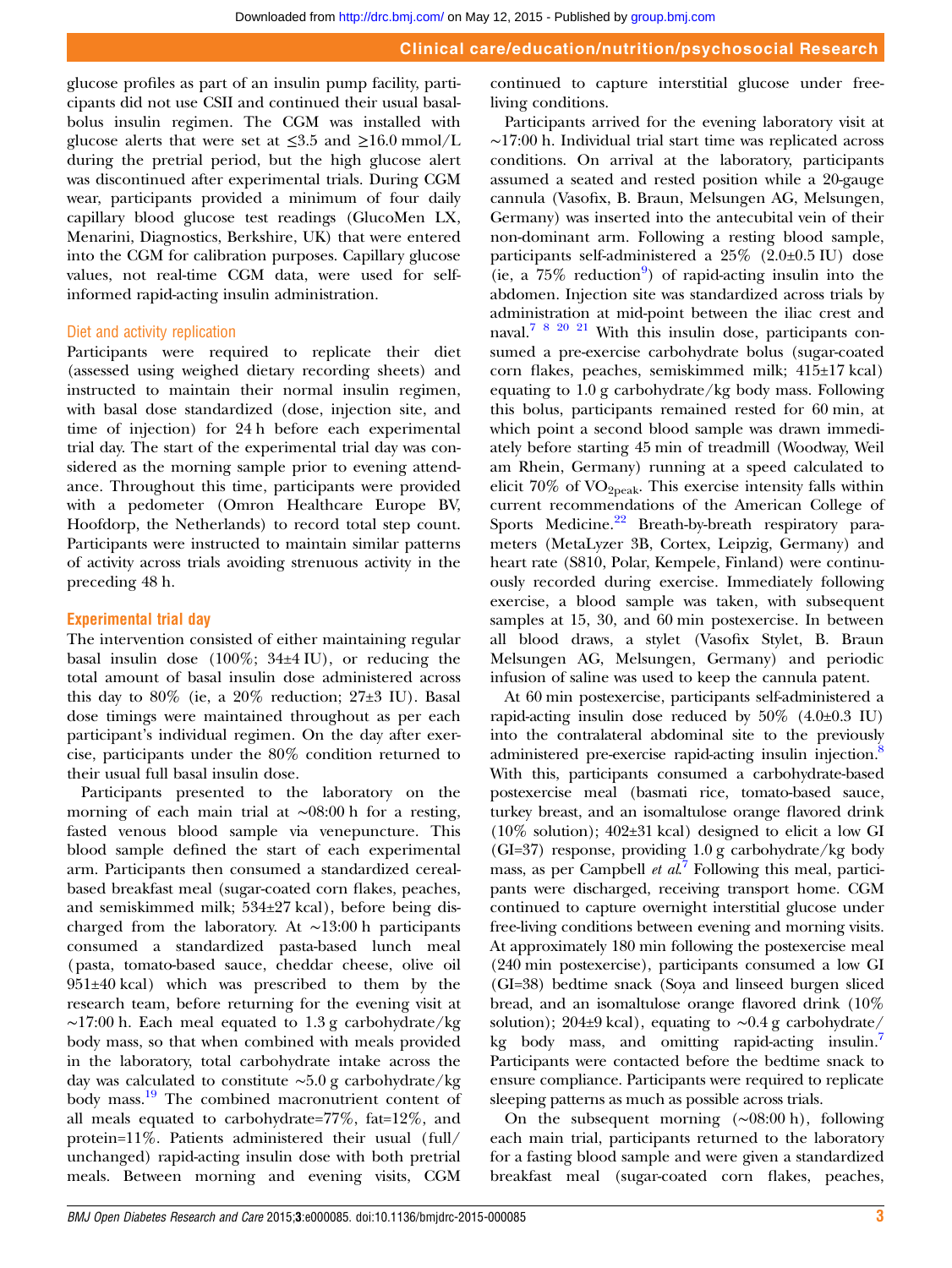glucose profiles as part of an insulin pump facility, participants did not use CSII and continued their usual basal-bolus insulin regimen. The CGM was installed with glucose alerts that were set at ≤3.5 and ≥16.0 mmol/L during the pretrial period, but the high glucose alert was discontinued after experimental trials. During CGM wear, participants provided a minimum of four daily capillary blood glucose test readings (GlucoMen LX, Menarini, Diagnostics, Berkshire, UK) that were entered into the CGM for calibration purposes. Capillary glucose values, not real-time CGM data, were used for self-informed rapid-acting insulin administration.

### Diet and activity replication

Participants were required to replicate their diet (assessed using weighed dietary recording sheets) and instructed to maintain their normal insulin regimen, with basal dose standardized (dose, injection site, and time of injection) for 24 h before each experimental trial day. The start of the experimental trial day was considered as the morning sample prior to evening attendance. Throughout this time, participants were provided with a pedometer (Omron Healthcare Europe BV, Hoofdorp, the Netherlands) to record total step count. Participants were instructed to maintain similar patterns of activity across trials avoiding strenuous activity in the preceding 48 h.

### Experimental trial day

The intervention consisted of either maintaining regular basal insulin dose (100%; 34±4 IU), or reducing the total amount of basal insulin dose administered across this day to 80% (ie, a 20% reduction; 27±3 IU). Basal dose timings were maintained throughout as per each participant's individual regimen. On the day after exercise, participants under the 80% condition returned to their usual full basal insulin dose.

Participants presented to the laboratory on the morning of each main trial at ∼08:00 h for a resting, fasted venous blood sample via venepuncture. This blood sample defined the start of each experimental arm. Participants then consumed a standardized cereal-based breakfast meal (sugar-coated corn flakes, peaches, and semiskimmed milk; 534±27 kcal), before being discharged from the laboratory. At ∼13:00 h participants consumed a standardized pasta-based lunch meal (pasta, tomato-based sauce, cheddar cheese, olive oil 951±40 kcal) which was prescribed to them by the research team, before returning for the evening visit at ∼17:00 h. Each meal equated to 1.3 g carbohydrate/kg body mass, so that when combined with meals provided in the laboratory, total carbohydrate intake across the day was calculated to constitute ∼5.0 g carbohydrate/kg body mass.[19] The combined macronutrient content of all meals equated to carbohydrate=77%, fat=12%, and protein=11%. Patients administered their usual (full/unchanged) rapid-acting insulin dose with both pretrial meals. Between morning and evening visits, CGM continued to capture interstitial glucose under free-living conditions.

Participants arrived for the evening laboratory visit at ∼17:00 h. Individual trial start time was replicated across conditions. On arrival at the laboratory, participants assumed a seated and rested position while a 20-gauge cannula (Vasofix, B. Braun, Melsungen AG, Melsungen, Germany) was inserted into the antecubital vein of their non-dominant arm. Following a resting blood sample, participants self-administered a 25% (2.0±0.5 IU) dose (ie, a 75% reduction[9]) of rapid-acting insulin into the abdomen. Injection site was standardized across trials by administration at mid-point between the iliac crest and naval.[7 8 20 21] With this insulin dose, participants consumed a pre-exercise carbohydrate bolus (sugar-coated corn flakes, peaches, semiskimmed milk; 415±17 kcal) equating to 1.0 g carbohydrate/kg body mass. Following this bolus, participants remained rested for 60 min, at which point a second blood sample was drawn immediately before starting 45 min of treadmill (Woodway, Weil am Rhein, Germany) running at a speed calculated to elicit 70% of $VO_{2peak}$. This exercise intensity falls within current recommendations of the American College of Sports Medicine.[22] Breath-by-breath respiratory parameters (MetaLyzer 3B, Cortex, Leipzig, Germany) and heart rate (S810, Polar, Kempele, Finland) were continuously recorded during exercise. Immediately following exercise, a blood sample was taken, with subsequent samples at 15, 30, and 60 min postexercise. In between all blood draws, a stylet (Vasofix Stylet, B. Braun Melsungen AG, Melsungen, Germany) and periodic infusion of saline was used to keep the cannula patent.

At 60 min postexercise, participants self-administered a rapid-acting insulin dose reduced by 50% (4.0±0.3 IU) into the contralateral abdominal site to the previously administered pre-exercise rapid-acting insulin injection.[8] With this, participants consumed a carbohydrate-based postexercise meal (basmati rice, tomato-based sauce, turkey breast, and an isomaltulose orange flavored drink (10% solution); 402±31 kcal) designed to elicit a low GI (GI=37) response, providing 1.0 g carbohydrate/kg body mass, as per Campbell *et al*.[7] Following this meal, participants were discharged, receiving transport home. CGM continued to capture overnight interstitial glucose under free-living conditions between evening and morning visits. At approximately 180 min following the postexercise meal (240 min postexercise), participants consumed a low GI (GI=38) bedtime snack (Soya and linseed burgen sliced bread, and an isomaltulose orange flavored drink (10% solution); 204±9 kcal), equating to ∼0.4 g carbohydrate/kg body mass, and omitting rapid-acting insulin.[7] Participants were contacted before the bedtime snack to ensure compliance. Participants were required to replicate sleeping patterns as much as possible across trials.

On the subsequent morning (∼08:00 h), following each main trial, participants returned to the laboratory for a fasting blood sample and were given a standardized breakfast meal (sugar-coated corn flakes, peaches,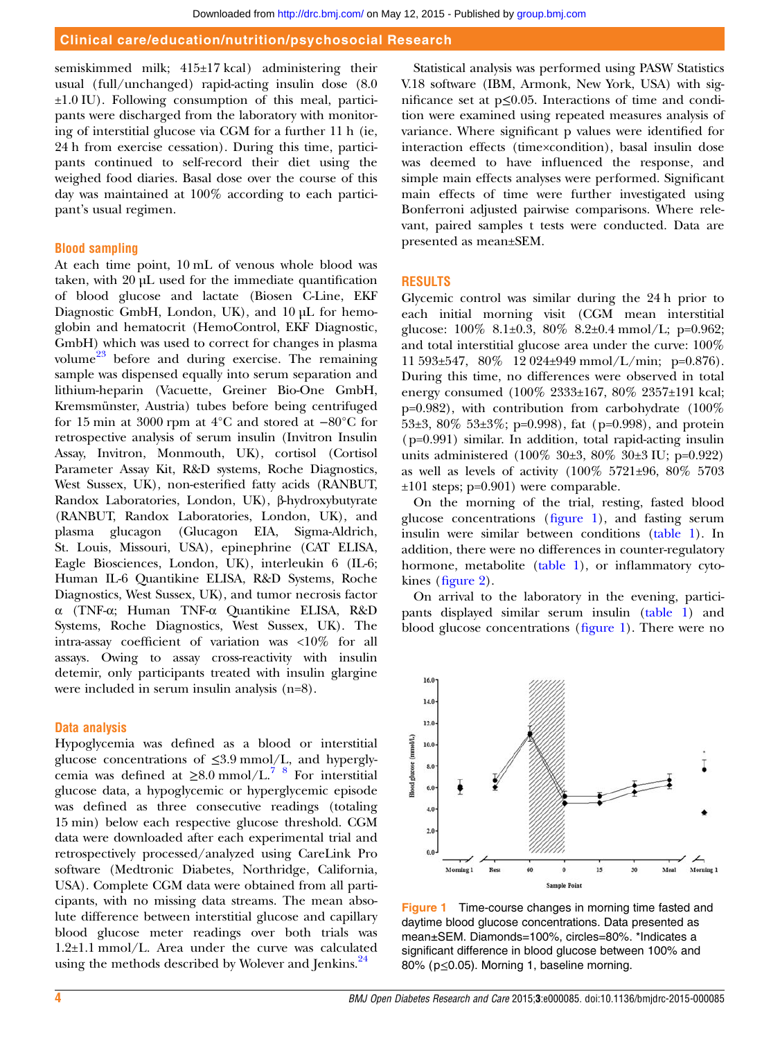semiskimmed milk; 415±17 kcal) administering their usual (full/unchanged) rapid-acting insulin dose (8.0 ±1.0 IU). Following consumption of this meal, participants were discharged from the laboratory with monitoring of interstitial glucose via CGM for a further 11 h (ie, 24 h from exercise cessation). During this time, participants continued to self-record their diet using the weighed food diaries. Basal dose over the course of this day was maintained at 100% according to each participant's usual regimen.

### Blood sampling

At each time point, 10 mL of venous whole blood was taken, with 20 μL used for the immediate quantification of blood glucose and lactate (Biosen C-Line, EKF Diagnostic GmbH, London, UK), and 10 μL for hemoglobin and hematocrit (HemoControl, EKF Diagnostic, GmbH) which was used to correct for changes in plasma volume[23] before and during exercise. The remaining sample was dispensed equally into serum separation and lithium-heparin (Vacuette, Greiner Bio-One GmbH, Kremsmünster, Austria) tubes before being centrifuged for 15 min at 3000 rpm at 4°C and stored at −80°C for retrospective analysis of serum insulin (Invitron Insulin Assay, Invitron, Monmouth, UK), cortisol (Cortisol Parameter Assay Kit, R&D systems, Roche Diagnostics, West Sussex, UK), non-esterified fatty acids (RANBUT, Randox Laboratories, London, UK), β-hydroxybutyrate (RANBUT, Randox Laboratories, London, UK), and plasma glucagon (Glucagon EIA, Sigma-Aldrich, St. Louis, Missouri, USA), epinephrine (CAT ELISA, Eagle Biosciences, London, UK), interleukin 6 (IL-6; Human IL-6 Quantikine ELISA, R&D Systems, Roche Diagnostics, West Sussex, UK), and tumor necrosis factor α (TNF-α; Human TNF-α Quantikine ELISA, R&D Systems, Roche Diagnostics, West Sussex, UK). The intra-assay coefficient of variation was <10% for all assays. Owing to assay cross-reactivity with insulin detemir, only participants treated with insulin glargine were included in serum insulin analysis (n=8).

### Data analysis

Hypoglycemia was defined as a blood or interstitial glucose concentrations of ≤3.9 mmol/L, and hyperglycemia was defined at ≥8.0 mmol/L.[7 8] For interstitial glucose data, a hypoglycemic or hyperglycemic episode was defined as three consecutive readings (totaling 15 min) below each respective glucose threshold. CGM data were downloaded after each experimental trial and retrospectively processed/analyzed using CareLink Pro software (Medtronic Diabetes, Northridge, California, USA). Complete CGM data were obtained from all participants, with no missing data streams. The mean absolute difference between interstitial glucose and capillary blood glucose meter readings over both trials was 1.2±1.1 mmol/L. Area under the curve was calculated using the methods described by Wolever and Jenkins.[24]

Statistical analysis was performed using PASW Statistics V.18 software (IBM, Armonk, New York, USA) with significance set at p≤0.05. Interactions of time and condition were examined using repeated measures analysis of variance. Where significant p values were identified for interaction effects (time×condition), basal insulin dose was deemed to have influenced the response, and simple main effects analyses were performed. Significant main effects of time were further investigated using Bonferroni adjusted pairwise comparisons. Where relevant, paired samples t tests were conducted. Data are presented as mean±SEM.

## RESULTS

Glycemic control was similar during the 24 h prior to each initial morning visit (CGM mean interstitial glucose: 100% 8.1±0.3, 80% 8.2±0.4 mmol/L; p=0.962; and total interstitial glucose area under the curve: 100% 11 593±547, 80% 12 024±949 mmol/L/min; p=0.876). During this time, no differences were observed in total energy consumed (100% 2333±167, 80% 2357±191 kcal; p=0.982), with contribution from carbohydrate (100% 53±3, 80% 53±3%; p=0.998), fat (p=0.998), and protein (p=0.991) similar. In addition, total rapid-acting insulin units administered (100% 30±3, 80% 30±3 IU; p=0.922) as well as levels of activity (100% 5721±96, 80% 5703 ±101 steps; p=0.901) were comparable.

On the morning of the trial, resting, fasted blood glucose concentrations (figure 1), and fasting serum insulin were similar between conditions (table 1). In addition, there were no differences in counter-regulatory hormone, metabolite (table 1), or inflammatory cytokines (figure 2).

On arrival to the laboratory in the evening, participants displayed similar serum insulin (table 1) and blood glucose concentrations (figure 1). There were no

Figure 1 Time-course changes in morning time fasted and daytime blood glucose concentrations. Data presented as mean±SEM. Diamonds=100%, circles=80%. *Indicates a significant difference in blood glucose between 100% and 80% (p≤0.05). Morning 1, baseline morning.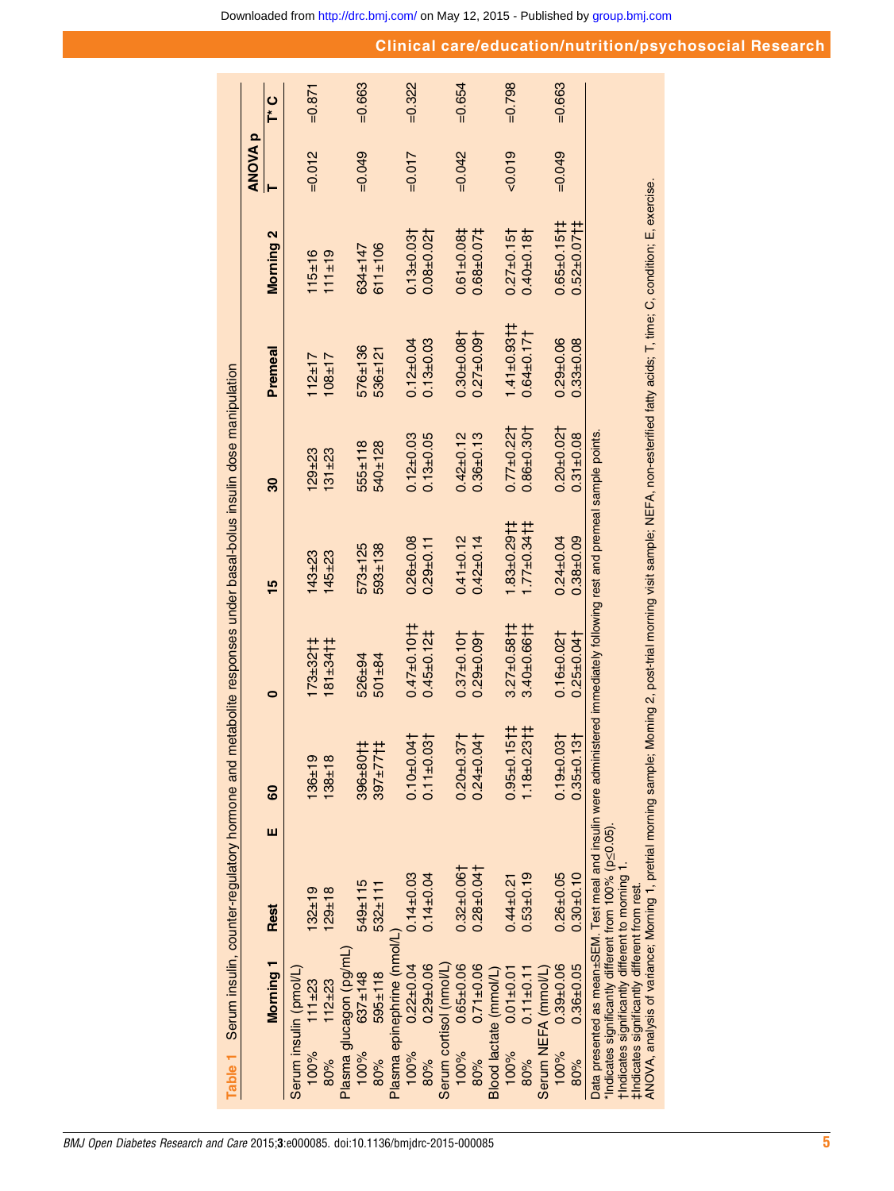**Table 1** Serum insulin, counter-regulatory hormone and metabolite responses under basal-bolus insulin dose manipulation

| | Morning 1 | Rest | E 60 | 0 | 15 | 30 | Premeal | Morning 2 | ANOVA p T | ANOVA p T* C |
|---|---|---|---|---|---|---|---|---|---|---|
| Serum insulin (pmol/L) | | | | | | | | | | |
| 100% | 111±23 | 132±19 | 136±19 | 173±32†‡ | 143±23 | 129±23 | 112±17 | 115±16 | =0.012 | =0.871 |
| 80% | 112±23 | 129±18 | 138±18 | 181±34†‡ | 145±23 | 131±23 | 108±17 | 111±19 | | |
| Plasma glucagon (pg/mL) | | | | | | | | | | |
| 100% | 637±148 | 549±115 | 396±80†‡ | 526±94 | 573±125 | 555±118 | 576±136 | 634±147 | =0.049 | =0.663 |
| 80% | 595±118 | 532±111 | 397±77†‡ | 501±84 | 593±138 | 540±128 | 536±121 | 611±106 | | |
| Plasma epinephrine (nmol/L) | | | | | | | | | | |
| 100% | 0.22±0.04 | 0.14±0.03 | 0.10±0.04† | 0.47±0.10†‡ | 0.26±0.08 | 0.12±0.03 | 0.12±0.04 | 0.13±0.03† | =0.017 | =0.322 |
| 80% | 0.29±0.06 | 0.14±0.04 | 0.11±0.03† | 0.45±0.12‡ | 0.29±0.11 | 0.13±0.05 | 0.13±0.03 | 0.08±0.02† | | |
| Serum cortisol (nmol/L) | | | | | | | | | | |
| 100% | 0.65±0.06 | 0.32±0.06† | 0.20±0.37† | 0.37±0.10† | 0.41±0.12 | 0.42±0.12 | 0.30±0.08† | 0.61±0.08‡ | =0.042 | =0.654 |
| 80% | 0.71±0.06 | 0.28±0.04† | 0.24±0.04† | 0.29±0.09† | 0.42±0.14 | 0.36±0.13 | 0.27±0.09† | 0.68±0.07‡ | | |
| Blood lactate (mmol/L) | | | | | | | | | | |
| 100% | 0.01±0.01 | 0.44±0.21 | 0.95±0.15†‡ | 3.27±0.58†‡ | 1.83±0.29†‡ | 0.77±0.22† | 1.41±0.93†‡ | 0.27±0.15† | <0.019 | =0.798 |
| 80% | 0.11±0.11 | 0.53±0.19 | 1.18±0.23†‡ | 3.40±0.66†‡ | 1.77±0.34†‡ | 0.86±0.30† | 0.64±0.17† | 0.40±0.18† | | |
| Serum NEFA (mmol/L) | | | | | | | | | | |
| 100% | 0.39±0.06 | 0.26±0.05 | 0.19±0.03† | 0.16±0.02† | 0.24±0.04 | 0.20±0.02† | 0.29±0.06 | 0.65±0.15†‡ | =0.049 | =0.663 |
| 80% | 0.36±0.05 | 0.30±0.10 | 0.35±0.13† | 0.25±0.04† | 0.38±0.09 | 0.31±0.08 | 0.33±0.08 | 0.52±0.07†‡ | | |

Data presented as mean±SEM. Test meal and insulin were administered immediately following rest and premeal sample points.
*Indicates significantly different from 100% (p≤0.05).
†Indicates significantly different to morning 1.
‡Indicates significantly different from rest.
ANOVA, analysis of variance; Morning 1, pretrial morning sample; Morning 2, post-trial morning visit sample; NEFA, non-esterified fatty acids; T, time; C, condition; E, exercise.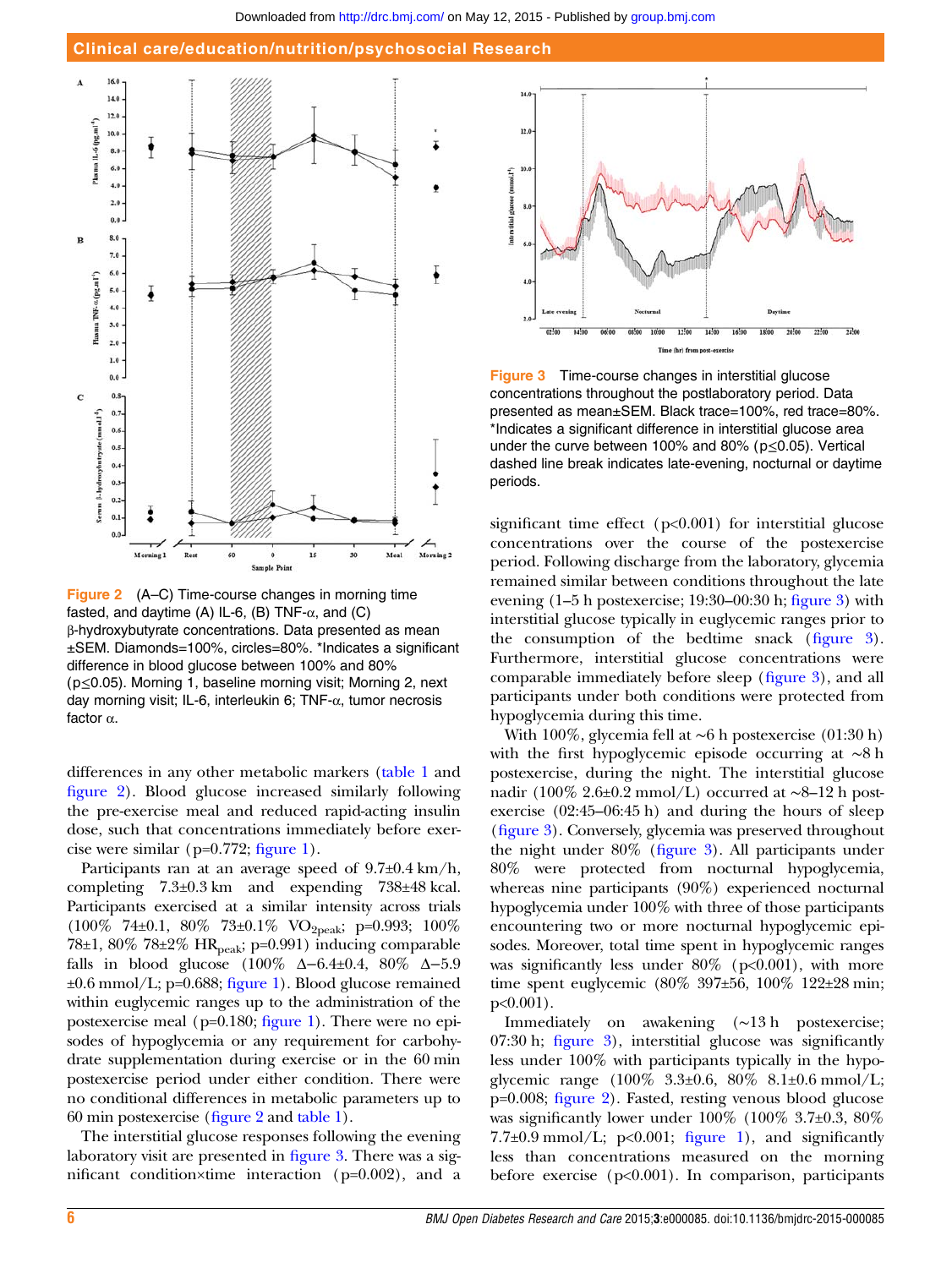Figure 2 (A–C) Time-course changes in morning time fasted, and daytime (A) IL-6, (B) TNF-α, and (C) β-hydroxybutyrate concentrations. Data presented as mean ±SEM. Diamonds=100%, circles=80%. *Indicates a significant difference in blood glucose between 100% and 80% (p≤0.05). Morning 1, baseline morning visit; Morning 2, next day morning visit; IL-6, interleukin 6; TNF-α, tumor necrosis factor α.

differences in any other metabolic markers (table 1 and figure 2). Blood glucose increased similarly following the pre-exercise meal and reduced rapid-acting insulin dose, such that concentrations immediately before exercise were similar (p=0.772; figure 1).

Participants ran at an average speed of 9.7±0.4 km/h, completing 7.3±0.3 km and expending 738±48 kcal. Participants exercised at a similar intensity across trials (100% 74±0.1, 80% 73±0.1% $VO_{2peak}$; p=0.993; 100% 78±1, 80% 78±2% $HR_{peak}$; p=0.991) inducing comparable falls in blood glucose (100% Δ−6.4±0.4, 80% Δ−5.9 ±0.6 mmol/L; p=0.688; figure 1). Blood glucose remained within euglycemic ranges up to the administration of the postexercise meal (p=0.180; figure 1). There were no episodes of hypoglycemia or any requirement for carbohydrate supplementation during exercise or in the 60 min postexercise period under either condition. There were no conditional differences in metabolic parameters up to 60 min postexercise (figure 2 and table 1).

The interstitial glucose responses following the evening laboratory visit are presented in figure 3. There was a significant condition×time interaction (p=0.002), and a significant time effect (p<0.001) for interstitial glucose concentrations over the course of the postexercise period. Following discharge from the laboratory, glycemia remained similar between conditions throughout the late evening (1–5 h postexercise; 19:30–00:30 h; figure 3) with interstitial glucose typically in euglycemic ranges prior to the consumption of the bedtime snack (figure 3). Furthermore, interstitial glucose concentrations were comparable immediately before sleep (figure 3), and all participants under both conditions were protected from hypoglycemia during this time.

Figure 3 Time-course changes in interstitial glucose concentrations throughout the postlaboratory period. Data presented as mean±SEM. Black trace=100%, red trace=80%. *Indicates a significant difference in interstitial glucose area under the curve between 100% and 80% (p≤0.05). Vertical dashed line break indicates late-evening, nocturnal or daytime periods.

With 100%, glycemia fell at ∼6 h postexercise (01:30 h) with the first hypoglycemic episode occurring at ∼8 h postexercise, during the night. The interstitial glucose nadir (100% 2.6±0.2 mmol/L) occurred at ∼8–12 h postexercise (02:45–06:45 h) and during the hours of sleep (figure 3). Conversely, glycemia was preserved throughout the night under 80% (figure 3). All participants under 80% were protected from nocturnal hypoglycemia, whereas nine participants (90%) experienced nocturnal hypoglycemia under 100% with three of those participants encountering two or more nocturnal hypoglycemic episodes. Moreover, total time spent in hypoglycemic ranges was significantly less under 80% (p<0.001), with more time spent euglycemic (80% 397±56, 100% 122±28 min; p<0.001).

Immediately on awakening (∼13 h postexercise; 07:30 h; figure 3), interstitial glucose was significantly less under 100% with participants typically in the hypoglycemic range (100% 3.3±0.6, 80% 8.1±0.6 mmol/L; p=0.008; figure 2). Fasted, resting venous blood glucose was significantly lower under 100% (100% 3.7±0.3, 80% 7.7±0.9 mmol/L; p<0.001; figure 1), and significantly less than concentrations measured on the morning before exercise (p<0.001). In comparison, participants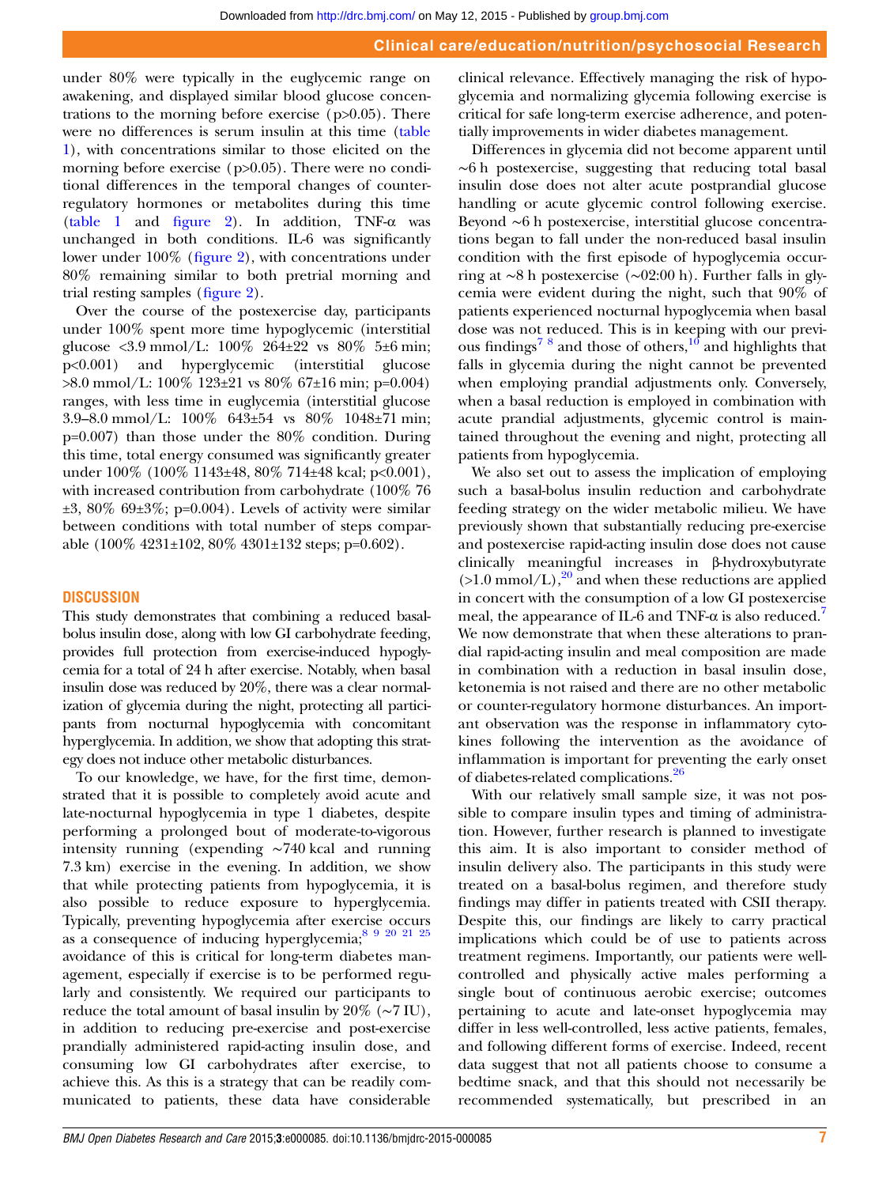under 80% were typically in the euglycemic range on awakening, and displayed similar blood glucose concentrations to the morning before exercise (p>0.05). There were no differences is serum insulin at this time (table 1), with concentrations similar to those elicited on the morning before exercise (p>0.05). There were no conditional differences in the temporal changes of counter-regulatory hormones or metabolites during this time (table 1 and figure 2). In addition, TNF-α was unchanged in both conditions. IL-6 was significantly lower under 100% (figure 2), with concentrations under 80% remaining similar to both pretrial morning and trial resting samples (figure 2).

Over the course of the postexercise day, participants under 100% spent more time hypoglycemic (interstitial glucose <3.9 mmol/L: 100% 264±22 vs 80% 5±6 min; p<0.001) and hyperglycemic (interstitial glucose >8.0 mmol/L: 100% 123±21 vs 80% 67±16 min; p=0.004) ranges, with less time in euglycemia (interstitial glucose 3.9–8.0 mmol/L: 100% 643±54 vs 80% 1048±71 min; p=0.007) than those under the 80% condition. During this time, total energy consumed was significantly greater under 100% (100% 1143±48, 80% 714±48 kcal; p<0.001), with increased contribution from carbohydrate (100% 76 ±3, 80% 69±3%; p=0.004). Levels of activity were similar between conditions with total number of steps comparable (100% 4231±102, 80% 4301±132 steps; p=0.602).

## DISCUSSION

This study demonstrates that combining a reduced basal-bolus insulin dose, along with low GI carbohydrate feeding, provides full protection from exercise-induced hypoglycemia for a total of 24 h after exercise. Notably, when basal insulin dose was reduced by 20%, there was a clear normalization of glycemia during the night, protecting all participants from nocturnal hypoglycemia with concomitant hyperglycemia. In addition, we show that adopting this strategy does not induce other metabolic disturbances.

To our knowledge, we have, for the first time, demonstrated that it is possible to completely avoid acute and late-nocturnal hypoglycemia in type 1 diabetes, despite performing a prolonged bout of moderate-to-vigorous intensity running (expending ~740 kcal and running 7.3 km) exercise in the evening. In addition, we show that while protecting patients from hypoglycemia, it is also possible to reduce exposure to hyperglycemia. Typically, preventing hypoglycemia after exercise occurs as a consequence of inducing hyperglycemia;[8 9 20 21 25] avoidance of this is critical for long-term diabetes management, especially if exercise is to be performed regularly and consistently. We required our participants to reduce the total amount of basal insulin by 20% (~7 IU), in addition to reducing pre-exercise and post-exercise prandially administered rapid-acting insulin dose, and consuming low GI carbohydrates after exercise, to achieve this. As this is a strategy that can be readily communicated to patients, these data have considerable clinical relevance. Effectively managing the risk of hypoglycemia and normalizing glycemia following exercise is critical for safe long-term exercise adherence, and potentially improvements in wider diabetes management.

Differences in glycemia did not become apparent until ~6 h postexercise, suggesting that reducing total basal insulin dose does not alter acute postprandial glucose handling or acute glycemic control following exercise. Beyond ~6 h postexercise, interstitial glucose concentrations began to fall under the non-reduced basal insulin condition with the first episode of hypoglycemia occurring at ~8 h postexercise (~02:00 h). Further falls in glycemia were evident during the night, such that 90% of patients experienced nocturnal hypoglycemia when basal dose was not reduced. This is in keeping with our previous findings[7 8] and those of others,[10] and highlights that falls in glycemia during the night cannot be prevented when employing prandial adjustments only. Conversely, when a basal reduction is employed in combination with acute prandial adjustments, glycemic control is maintained throughout the evening and night, protecting all patients from hypoglycemia.

We also set out to assess the implication of employing such a basal-bolus insulin reduction and carbohydrate feeding strategy on the wider metabolic milieu. We have previously shown that substantially reducing pre-exercise and postexercise rapid-acting insulin dose does not cause clinically meaningful increases in β-hydroxybutyrate (>1.0 mmol/L),[20] and when these reductions are applied in concert with the consumption of a low GI postexercise meal, the appearance of IL-6 and TNF-α is also reduced.[7] We now demonstrate that when these alterations to prandial rapid-acting insulin and meal composition are made in combination with a reduction in basal insulin dose, ketonemia is not raised and there are no other metabolic or counter-regulatory hormone disturbances. An important observation was the response in inflammatory cytokines following the intervention as the avoidance of inflammation is important for preventing the early onset of diabetes-related complications.[26]

With our relatively small sample size, it was not possible to compare insulin types and timing of administration. However, further research is planned to investigate this aim. It is also important to consider method of insulin delivery also. The participants in this study were treated on a basal-bolus regimen, and therefore study findings may differ in patients treated with CSII therapy. Despite this, our findings are likely to carry practical implications which could be of use to patients across treatment regimens. Importantly, our patients were well-controlled and physically active males performing a single bout of continuous aerobic exercise; outcomes pertaining to acute and late-onset hypoglycemia may differ in less well-controlled, less active patients, females, and following different forms of exercise. Indeed, recent data suggest that not all patients choose to consume a bedtime snack, and that this should not necessarily be recommended systematically, but prescribed in an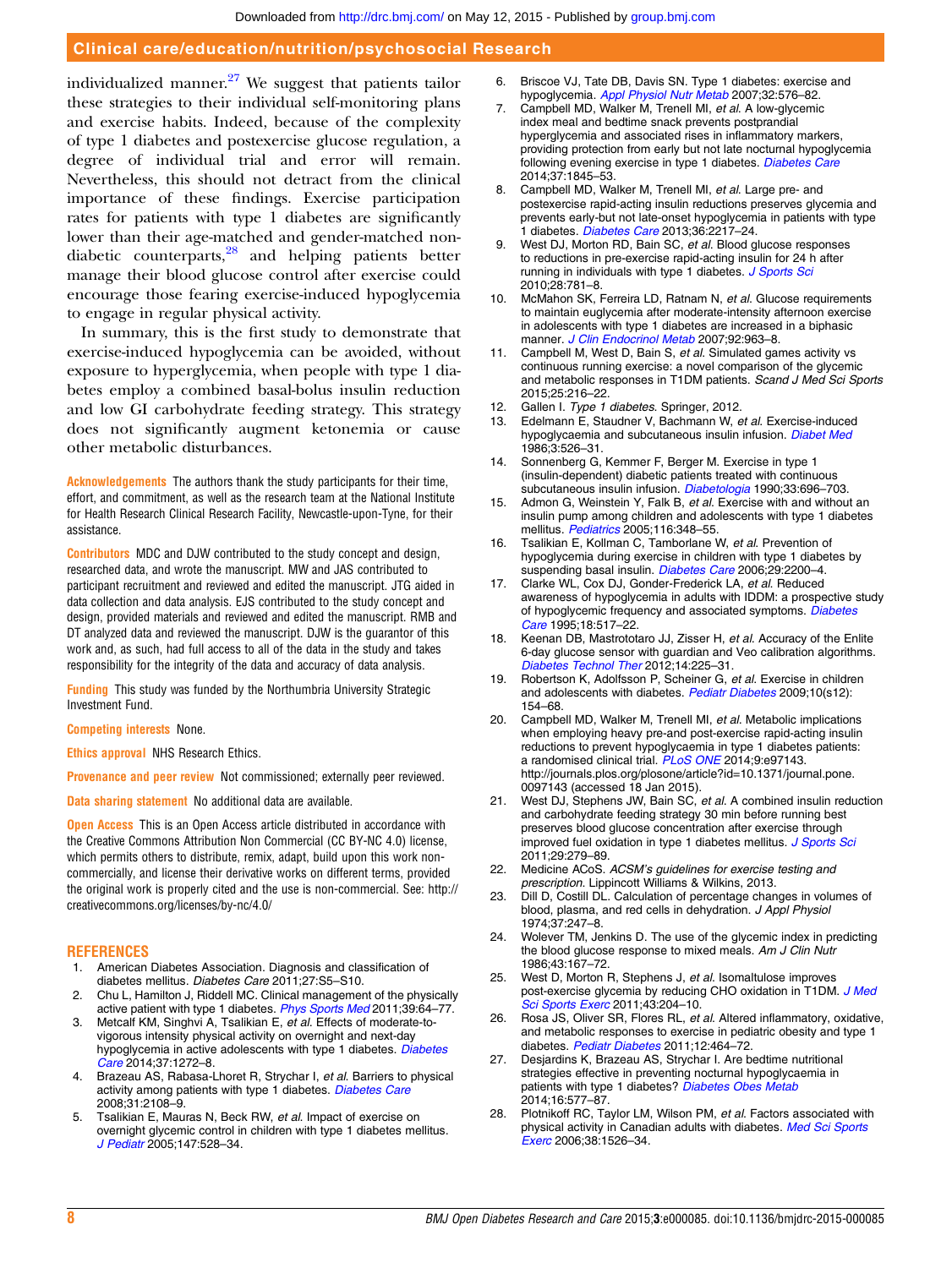individualized manner.[27] We suggest that patients tailor these strategies to their individual self-monitoring plans and exercise habits. Indeed, because of the complexity of type 1 diabetes and postexercise glucose regulation, a degree of individual trial and error will remain. Nevertheless, this should not detract from the clinical importance of these findings. Exercise participation rates for patients with type 1 diabetes are significantly lower than their age-matched and gender-matched non-diabetic counterparts,[28] and helping patients better manage their blood glucose control after exercise could encourage those fearing exercise-induced hypoglycemia to engage in regular physical activity.

In summary, this is the first study to demonstrate that exercise-induced hypoglycemia can be avoided, without exposure to hyperglycemia, when people with type 1 diabetes employ a combined basal-bolus insulin reduction and low GI carbohydrate feeding strategy. This strategy does not significantly augment ketonemia or cause other metabolic disturbances.

**Acknowledgements** The authors thank the study participants for their time, effort, and commitment, as well as the research team at the National Institute for Health Research Clinical Research Facility, Newcastle-upon-Tyne, for their assistance.

**Contributors** MDC and DJW contributed to the study concept and design, researched data, and wrote the manuscript. MW and JAS contributed to participant recruitment and reviewed and edited the manuscript. JTG aided in data collection and data analysis. EJS contributed to the study concept and design, provided materials and reviewed and edited the manuscript. RMB and DT analyzed data and reviewed the manuscript. DJW is the guarantor of this work and, as such, had full access to all of the data in the study and takes responsibility for the integrity of the data and accuracy of data analysis.

**Funding** This study was funded by the Northumbria University Strategic Investment Fund.

**Competing interests** None.

**Ethics approval** NHS Research Ethics.

**Provenance and peer review** Not commissioned; externally peer reviewed.

**Data sharing statement** No additional data are available.

**Open Access** This is an Open Access article distributed in accordance with the Creative Commons Attribution Non Commercial (CC BY-NC 4.0) license, which permits others to distribute, remix, adapt, build upon this work non-commercially, and license their derivative works on different terms, provided the original work is properly cited and the use is non-commercial. See: http://creativecommons.org/licenses/by-nc/4.0/

## REFERENCES

1. American Diabetes Association. Diagnosis and classification of diabetes mellitus. *Diabetes Care* 2011;27:S5–S10.
2. Chu L, Hamilton J, Riddell MC. Clinical management of the physically active patient with type 1 diabetes. *Phys Sports Med* 2011;39:64–77.
3. Metcalf KM, Singhvi A, Tsalikian E, *et al*. Effects of moderate-to-vigorous intensity physical activity on overnight and next-day hypoglycemia in active adolescents with type 1 diabetes. *Diabetes Care* 2014;37:1272–8.
4. Brazeau AS, Rabasa-Lhoret R, Strychar I, *et al*. Barriers to physical activity among patients with type 1 diabetes. *Diabetes Care* 2008;31:2108–9.
5. Tsalikian E, Mauras N, Beck RW, *et al*. Impact of exercise on overnight glycemic control in children with type 1 diabetes mellitus. *J Pediatr* 2005;147:528–34.
6. Briscoe VJ, Tate DB, Davis SN. Type 1 diabetes: exercise and hypoglycemia. *Appl Physiol Nutr Metab* 2007;32:576–82.
7. Campbell MD, Walker M, Trenell MI, *et al*. A low-glycemic index meal and bedtime snack prevents postprandial hyperglycemia and associated rises in inflammatory markers, providing protection from early but not late nocturnal hypoglycemia following evening exercise in type 1 diabetes. *Diabetes Care* 2014;37:1845–53.
8. Campbell MD, Walker M, Trenell MI, *et al*. Large pre- and postexercise rapid-acting insulin reductions preserves glycemia and prevents early-but not late-onset hypoglycemia in patients with type 1 diabetes. *Diabetes Care* 2013;36:2217–24.
9. West DJ, Morton RD, Bain SC, *et al*. Blood glucose responses to reductions in pre-exercise rapid-acting insulin for 24 h after running in individuals with type 1 diabetes. *J Sports Sci* 2010;28:781–8.
10. McMahon SK, Ferreira LD, Ratnam N, *et al*. Glucose requirements to maintain euglycemia after moderate-intensity afternoon exercise in adolescents with type 1 diabetes are increased in a biphasic manner. *J Clin Endocrinol Metab* 2007;92:963–8.
11. Campbell M, West D, Bain S, *et al*. Simulated games activity vs continuous running exercise: a novel comparison of the glycemic and metabolic responses in T1DM patients. *Scand J Med Sci Sports* 2015;25:216–22.
12. Gallen I. *Type 1 diabetes*. Springer, 2012.
13. Edelmann E, Staudner V, Bachmann W, *et al*. Exercise-induced hypoglycaemia and subcutaneous insulin infusion. *Diabet Med* 1986;3:526–31.
14. Sonnenberg G, Kemmer F, Berger M. Exercise in type 1 (insulin-dependent) diabetic patients treated with continuous subcutaneous insulin infusion. *Diabetologia* 1990;33:696–703.
15. Admon G, Weinstein Y, Falk B, *et al*. Exercise with and without an insulin pump among children and adolescents with type 1 diabetes mellitus. *Pediatrics* 2005;116:348–55.
16. Tsalikian E, Kollman C, Tamborlane W, *et al*. Prevention of hypoglycemia during exercise in children with type 1 diabetes by suspending basal insulin. *Diabetes Care* 2006;29:2200–4.
17. Clarke WL, Cox DJ, Gonder-Frederick LA, *et al*. Reduced awareness of hypoglycemia in adults with IDDM: a prospective study of hypoglycemic frequency and associated symptoms. *Diabetes Care* 1995;18:517–22.
18. Keenan DB, Mastrototaro JJ, Zisser H, *et al*. Accuracy of the Enlite 6-day glucose sensor with guardian and Veo calibration algorithms. *Diabetes Technol Ther* 2012;14:225–31.
19. Robertson K, Adolfsson P, Scheiner G, *et al*. Exercise in children and adolescents with diabetes. *Pediatr Diabetes* 2009;10(s12): 154–68.
20. Campbell MD, Walker M, Trenell MI, *et al*. Metabolic implications when employing heavy pre-and post-exercise rapid-acting insulin reductions to prevent hypoglycaemia in type 1 diabetes patients: a randomised clinical trial. *PLoS ONE* 2014;9:e97143. http://journals.plos.org/plosone/article?id=10.1371/journal.pone.0097143 (accessed 18 Jan 2015).
21. West DJ, Stephens JW, Bain SC, *et al*. A combined insulin reduction and carbohydrate feeding strategy 30 min before running best preserves blood glucose concentration after exercise through improved fuel oxidation in type 1 diabetes mellitus. *J Sports Sci* 2011;29:279–89.
22. Medicine ACoS. *ACSM's guidelines for exercise testing and prescription*. Lippincott Williams & Wilkins, 2013.
23. Dill D, Costill DL. Calculation of percentage changes in volumes of blood, plasma, and red cells in dehydration. *J Appl Physiol* 1974;37:247–8.
24. Wolever TM, Jenkins D. The use of the glycemic index in predicting the blood glucose response to mixed meals. *Am J Clin Nutr* 1986;43:167–72.
25. West DJ, Morton R, Stephens J, *et al*. Isomaltulose improves post-exercise glycemia by reducing CHO oxidation in T1DM. *J Med Sci Sports Exerc* 2011;43:204–10.
26. Rosa JS, Oliver SR, Flores RL, *et al*. Altered inflammatory, oxidative, and metabolic responses to exercise in pediatric obesity and type 1 diabetes. *Pediatr Diabetes* 2011;12:464–72.
27. Desjardins K, Brazeau AS, Strychar I. Are bedtime nutritional strategies effective in preventing nocturnal hypoglycaemia in patients with type 1 diabetes? *Diabetes Obes Metab* 2014;16:577–87.
28. Plotnikoff RC, Taylor LM, Wilson PM, *et al*. Factors associated with physical activity in Canadian adults with diabetes. *Med Sci Sports Exerc* 2006;38:1526–34.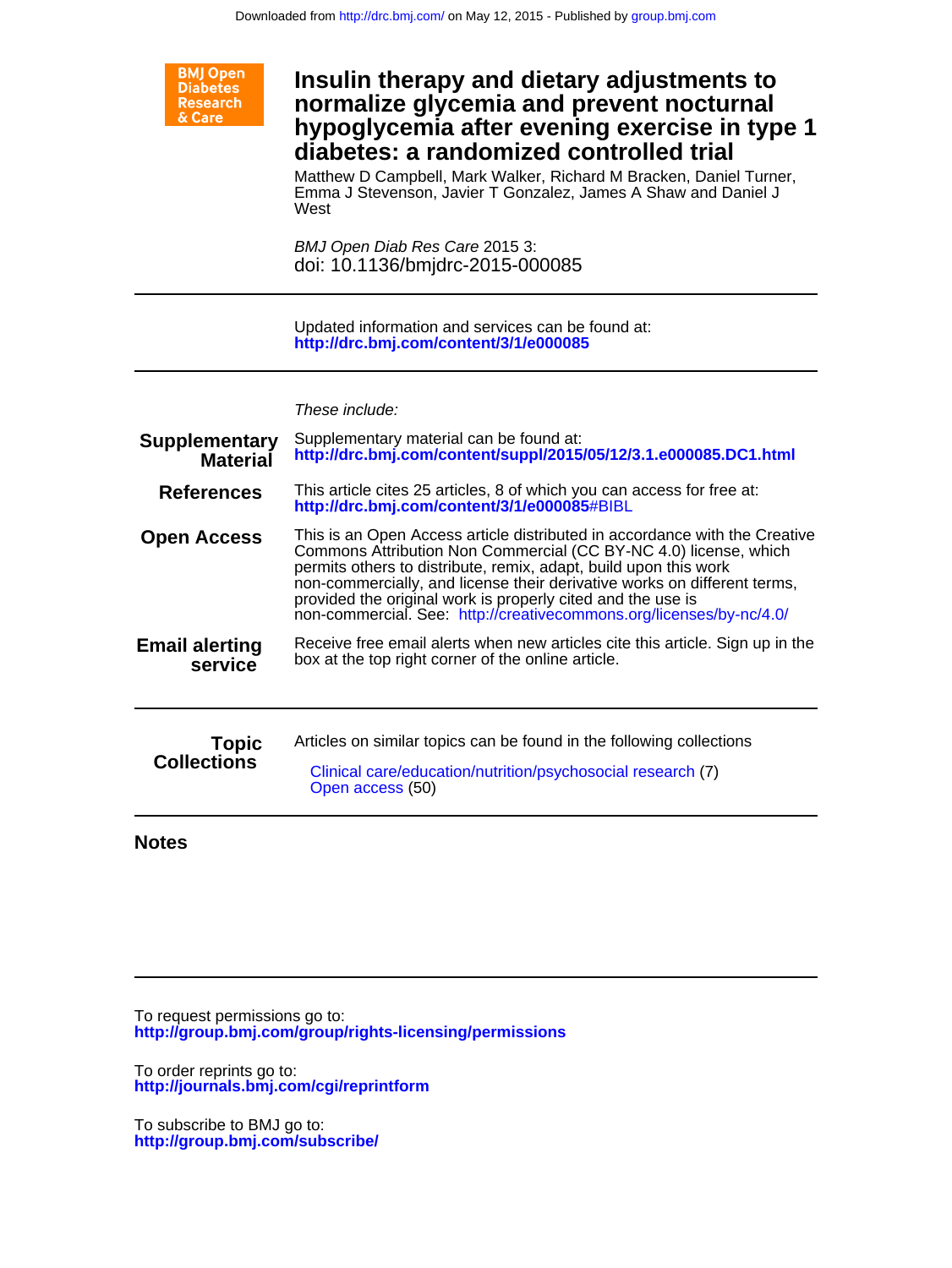Downloaded from http://drc.bmj.com/ on May 12, 2015 - Published by group.bmj.com

BMJ Open Diabetes Research & Care

# Insulin therapy and dietary adjustments to normalize glycemia and prevent nocturnal hypoglycemia after evening exercise in type 1 diabetes: a randomized controlled trial

Matthew D Campbell, Mark Walker, Richard M Bracken, Daniel Turner, Emma J Stevenson, Javier T Gonzalez, James A Shaw and Daniel J West

*BMJ Open Diab Res Care* 2015 3:
doi: 10.1136/bmjdrc-2015-000085

Updated information and services can be found at:
**http://drc.bmj.com/content/3/1/e000085**

*These include:*

**Supplementary Material**
Supplementary material can be found at:
**http://drc.bmj.com/content/suppl/2015/05/12/3.1.e000085.DC1.html**

**References**
This article cites 25 articles, 8 of which you can access for free at:
**http://drc.bmj.com/content/3/1/e000085**#BIBL

**Open Access**
This is an Open Access article distributed in accordance with the Creative Commons Attribution Non Commercial (CC BY-NC 4.0) license, which permits others to distribute, remix, adapt, build upon this work non-commercially, and license their derivative works on different terms, provided the original work is properly cited and the use is non-commercial. See: http://creativecommons.org/licenses/by-nc/4.0/

**Email alerting service**
Receive free email alerts when new articles cite this article. Sign up in the box at the top right corner of the online article.

**Topic Collections**
Articles on similar topics can be found in the following collections

Clinical care/education/nutrition/psychosocial research (7)
Open access (50)

## Notes

To request permissions go to:
**http://group.bmj.com/group/rights-licensing/permissions**

To order reprints go to:
**http://journals.bmj.com/cgi/reprintform**

To subscribe to BMJ go to:
**http://group.bmj.com/subscribe/**